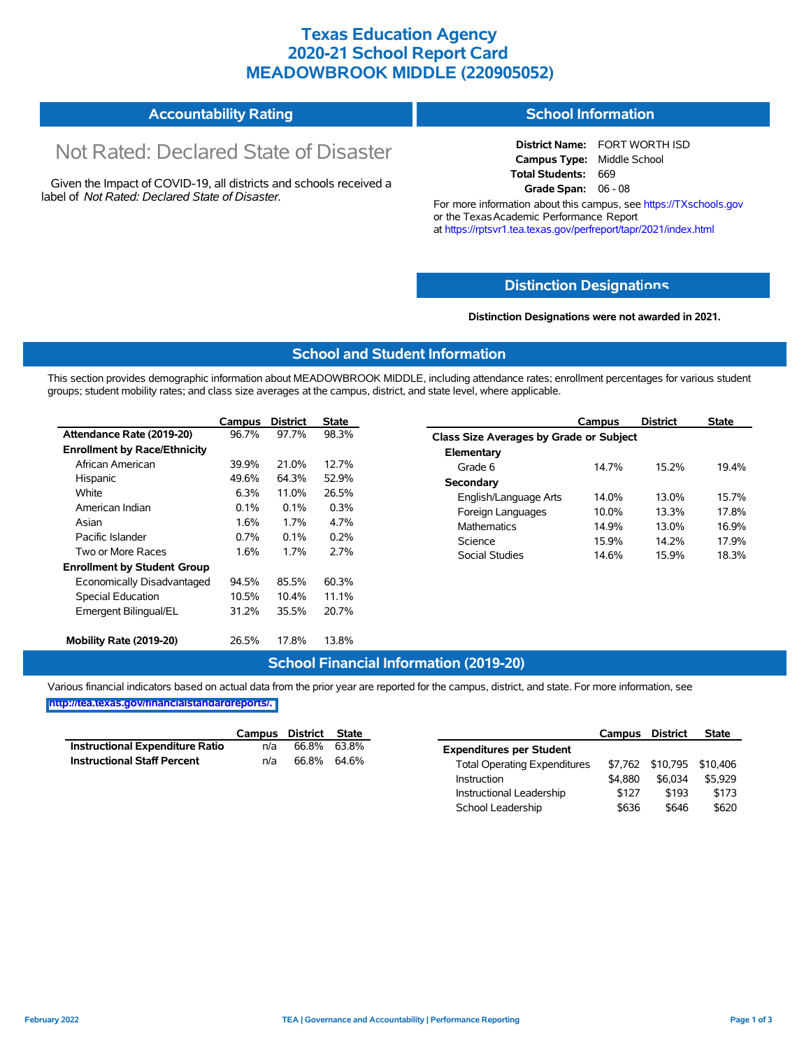# Texas Education Agency
# 2020-21 School Report Card
# MEADOWBROOK MIDDLE (220905052)

## Accountability Rating

Not Rated: Declared State of Disaster

Given the Impact of COVID-19, all districts and schools received a label of *Not Rated: Declared State of Disaster*.

## School Information

**District Name:** FORT WORTH ISD
**Campus Type:** Middle School
**Total Students:** 669
**Grade Span:** 06 - 08

For more information about this campus, see https://TXschools.gov or the Texas Academic Performance Report at https://rptsvr1.tea.texas.gov/perfreport/tapr/2021/index.html

## Distinction Designations

**Distinction Designations were not awarded in 2021.**

## School and Student Information

This section provides demographic information about MEADOWBROOK MIDDLE, including attendance rates; enrollment percentages for various student groups; student mobility rates; and class size averages at the campus, district, and state level, where applicable.

| | Campus | District | State |
|---|---|---|---|
| **Attendance Rate (2019-20)** | 96.7% | 97.7% | 98.3% |
| **Enrollment by Race/Ethnicity** | | | |
| African American | 39.9% | 21.0% | 12.7% |
| Hispanic | 49.6% | 64.3% | 52.9% |
| White | 6.3% | 11.0% | 26.5% |
| American Indian | 0.1% | 0.1% | 0.3% |
| Asian | 1.6% | 1.7% | 4.7% |
| Pacific Islander | 0.7% | 0.1% | 0.2% |
| Two or More Races | 1.6% | 1.7% | 2.7% |
| **Enrollment by Student Group** | | | |
| Economically Disadvantaged | 94.5% | 85.5% | 60.3% |
| Special Education | 10.5% | 10.4% | 11.1% |
| Emergent Bilingual/EL | 31.2% | 35.5% | 20.7% |
| **Mobility Rate (2019-20)** | 26.5% | 17.8% | 13.8% |

| | Campus | District | State |
|---|---|---|---|
| **Class Size Averages by Grade or Subject** | | | |
| **Elementary** | | | |
| Grade 6 | 14.7% | 15.2% | 19.4% |
| **Secondary** | | | |
| English/Language Arts | 14.0% | 13.0% | 15.7% |
| Foreign Languages | 10.0% | 13.3% | 17.8% |
| Mathematics | 14.9% | 13.0% | 16.9% |
| Science | 15.9% | 14.2% | 17.9% |
| Social Studies | 14.6% | 15.9% | 18.3% |

## School Financial Information (2019-20)

Various financial indicators based on actual data from the prior year are reported for the campus, district, and state. For more information, see http://tea.texas.gov/financialstandardreports/.

| | Campus | District | State |
|---|---|---|---|
| **Instructional Expenditure Ratio** | n/a | 66.8% | 63.8% |
| **Instructional Staff Percent** | n/a | 66.8% | 64.6% |

| | Campus | District | State |
|---|---|---|---|
| **Expenditures per Student** | | | |
| Total Operating Expenditures | $7,762 | $10,795 | $10,406 |
| Instruction | $4,880 | $6,034 | $5,929 |
| Instructional Leadership | $127 | $193 | $173 |
| School Leadership | $636 | $646 | $620 |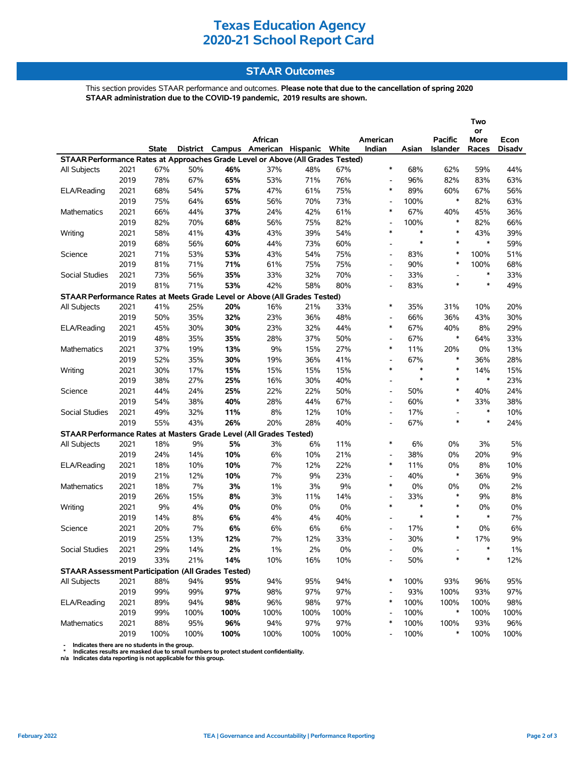# Texas Education Agency
# 2020-21 School Report Card

## STAAR Outcomes

This section provides STAAR performance and outcomes. **Please note that due to the cancellation of spring 2020 STAAR administration due to the COVID-19 pandemic, 2019 results are shown.**

| | | State | District | Campus | African American | Hispanic | White | American Indian | Asian | Pacific Islander | Two or More Races | Econ Disadv |
|---|---|---|---|---|---|---|---|---|---|---|---|---|
| **STAAR Performance Rates at Approaches Grade Level or Above (All Grades Tested)** | | | | | | | | | | | | |
| All Subjects | 2021 | 67% | 50% | **46%** | 37% | 48% | 67% | * | 68% | 62% | 59% | 44% |
| | 2019 | 78% | 67% | **65%** | 53% | 71% | 76% | - | 96% | 82% | 83% | 63% |
| ELA/Reading | 2021 | 68% | 54% | **57%** | 47% | 61% | 75% | * | 89% | 60% | 67% | 56% |
| | 2019 | 75% | 64% | **65%** | 56% | 70% | 73% | - | 100% | * | 82% | 63% |
| Mathematics | 2021 | 66% | 44% | **37%** | 24% | 42% | 61% | * | 67% | 40% | 45% | 36% |
| | 2019 | 82% | 70% | **68%** | 56% | 75% | 82% | - | 100% | * | 82% | 66% |
| Writing | 2021 | 58% | 41% | **43%** | 43% | 39% | 54% | * | * | * | 43% | 39% |
| | 2019 | 68% | 56% | **60%** | 44% | 73% | 60% | - | * | * | * | 59% |
| Science | 2021 | 71% | 53% | **53%** | 43% | 54% | 75% | - | 83% | * | 100% | 51% |
| | 2019 | 81% | 71% | **71%** | 61% | 75% | 75% | - | 90% | * | 100% | 68% |
| Social Studies | 2021 | 73% | 56% | **35%** | 33% | 32% | 70% | - | 33% | - | * | 33% |
| | 2019 | 81% | 71% | **53%** | 42% | 58% | 80% | - | 83% | * | * | 49% |
| **STAAR Performance Rates at Meets Grade Level or Above (All Grades Tested)** | | | | | | | | | | | | |
| All Subjects | 2021 | 41% | 25% | **20%** | 16% | 21% | 33% | * | 35% | 31% | 10% | 20% |
| | 2019 | 50% | 35% | **32%** | 23% | 36% | 48% | - | 66% | 36% | 43% | 30% |
| ELA/Reading | 2021 | 45% | 30% | **30%** | 23% | 32% | 44% | * | 67% | 40% | 8% | 29% |
| | 2019 | 48% | 35% | **35%** | 28% | 37% | 50% | - | 67% | * | 64% | 33% |
| Mathematics | 2021 | 37% | 19% | **13%** | 9% | 15% | 27% | * | 11% | 20% | 0% | 13% |
| | 2019 | 52% | 35% | **30%** | 19% | 36% | 41% | - | 67% | * | 36% | 28% |
| Writing | 2021 | 30% | 17% | **15%** | 15% | 15% | 15% | * | * | * | 14% | 15% |
| | 2019 | 38% | 27% | **25%** | 16% | 30% | 40% | - | * | * | * | 23% |
| Science | 2021 | 44% | 24% | **25%** | 22% | 22% | 50% | - | 50% | * | 40% | 24% |
| | 2019 | 54% | 38% | **40%** | 28% | 44% | 67% | - | 60% | * | 33% | 38% |
| Social Studies | 2021 | 49% | 32% | **11%** | 8% | 12% | 10% | - | 17% | - | * | 10% |
| | 2019 | 55% | 43% | **26%** | 20% | 28% | 40% | - | 67% | * | * | 24% |
| **STAAR Performance Rates at Masters Grade Level (All Grades Tested)** | | | | | | | | | | | | |
| All Subjects | 2021 | 18% | 9% | **5%** | 3% | 6% | 11% | * | 6% | 0% | 3% | 5% |
| | 2019 | 24% | 14% | **10%** | 6% | 10% | 21% | - | 38% | 0% | 20% | 9% |
| ELA/Reading | 2021 | 18% | 10% | **10%** | 7% | 12% | 22% | * | 11% | 0% | 8% | 10% |
| | 2019 | 21% | 12% | **10%** | 7% | 9% | 23% | - | 40% | * | 36% | 9% |
| Mathematics | 2021 | 18% | 7% | **3%** | 1% | 3% | 9% | * | 0% | 0% | 0% | 2% |
| | 2019 | 26% | 15% | **8%** | 3% | 11% | 14% | - | 33% | * | 9% | 8% |
| Writing | 2021 | 9% | 4% | **0%** | 0% | 0% | 0% | * | * | * | 0% | 0% |
| | 2019 | 14% | 8% | **6%** | 4% | 4% | 40% | - | * | * | * | 7% |
| Science | 2021 | 20% | 7% | **6%** | 6% | 6% | 6% | - | 17% | * | 0% | 6% |
| | 2019 | 25% | 13% | **12%** | 7% | 12% | 33% | - | 30% | * | 17% | 9% |
| Social Studies | 2021 | 29% | 14% | **2%** | 1% | 2% | 0% | - | 0% | - | * | 1% |
| | 2019 | 33% | 21% | **14%** | 10% | 16% | 10% | - | 50% | * | * | 12% |
| **STAAR Assessment Participation (All Grades Tested)** | | | | | | | | | | | | |
| All Subjects | 2021 | 88% | 94% | **95%** | 94% | 95% | 94% | * | 100% | 93% | 96% | 95% |
| | 2019 | 99% | 99% | **97%** | 98% | 97% | 97% | - | 93% | 100% | 93% | 97% |
| ELA/Reading | 2021 | 89% | 94% | **98%** | 96% | 98% | 97% | * | 100% | 100% | 100% | 98% |
| | 2019 | 99% | 100% | **100%** | 100% | 100% | 100% | - | 100% | * | 100% | 100% |
| Mathematics | 2021 | 88% | 95% | **96%** | 94% | 97% | 97% | * | 100% | 100% | 93% | 96% |
| | 2019 | 100% | 100% | **100%** | 100% | 100% | 100% | - | 100% | * | 100% | 100% |

- Indicates there are no students in the group.
\* Indicates results are masked due to small numbers to protect student confidentiality.
n/a Indicates data reporting is not applicable for this group.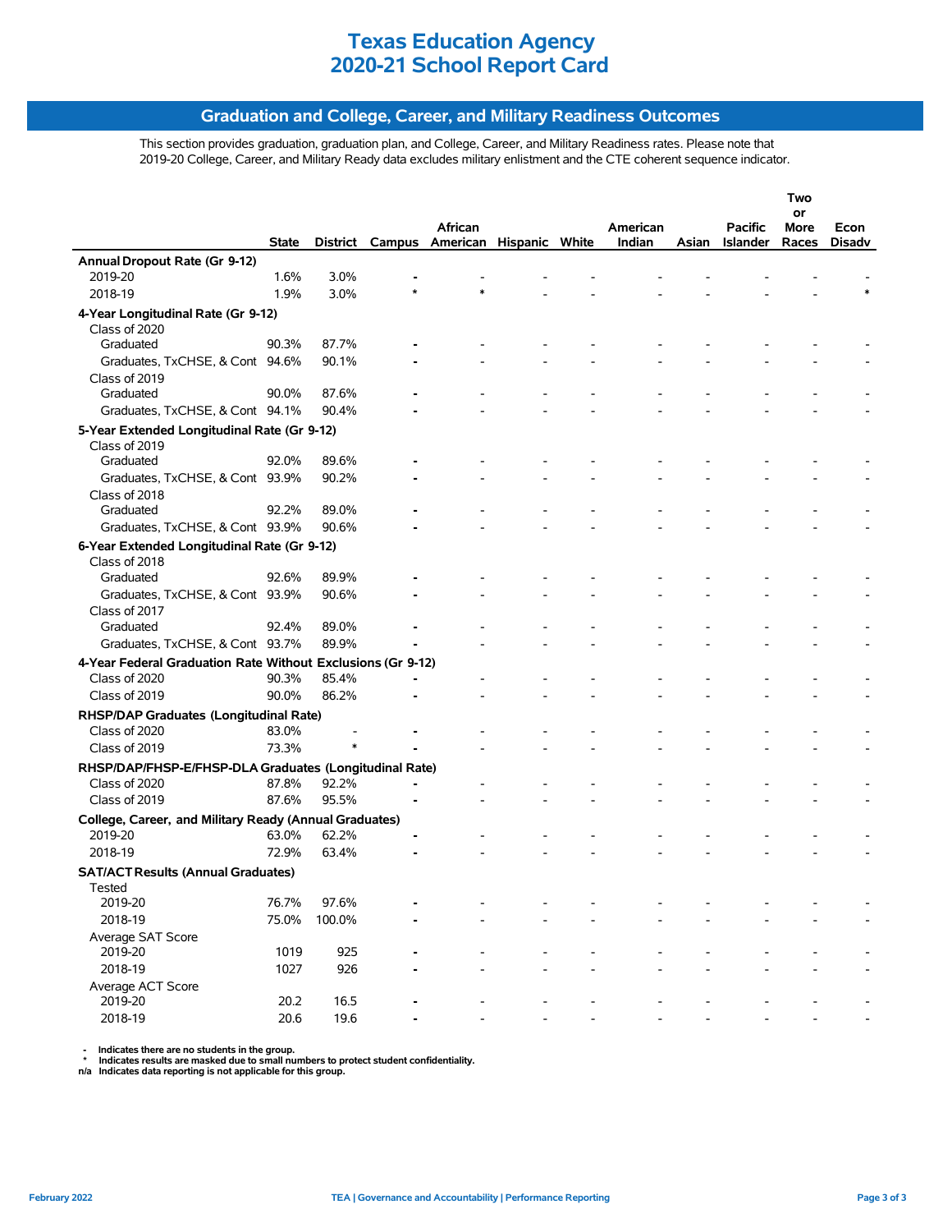# Texas Education Agency
# 2020-21 School Report Card

## Graduation and College, Career, and Military Readiness Outcomes

This section provides graduation, graduation plan, and College, Career, and Military Readiness rates. Please note that 2019-20 College, Career, and Military Ready data excludes military enlistment and the CTE coherent sequence indicator.

| | State | District | Campus | African American | Hispanic | White | American Indian | Asian | Pacific Islander | Two or More Races | Econ Disadv |
|---|---|---|---|---|---|---|---|---|---|---|---|
| **Annual Dropout Rate (Gr 9-12)** | | | | | | | | | | | |
| 2019-20 | 1.6% | 3.0% | - | - | - | - | - | - | - | - | - |
| 2018-19 | 1.9% | 3.0% | * | * | - | - | - | - | - | - | * |
| **4-Year Longitudinal Rate (Gr 9-12)** | | | | | | | | | | | |
| Class of 2020 | | | | | | | | | | | |
| Graduated | 90.3% | 87.7% | - | - | - | - | - | - | - | - | - |
| Graduates, TxCHSE, & Cont | 94.6% | 90.1% | - | - | - | - | - | - | - | - | - |
| Class of 2019 | | | | | | | | | | | |
| Graduated | 90.0% | 87.6% | - | - | - | - | - | - | - | - | - |
| Graduates, TxCHSE, & Cont | 94.1% | 90.4% | - | - | - | - | - | - | - | - | - |
| **5-Year Extended Longitudinal Rate (Gr 9-12)** | | | | | | | | | | | |
| Class of 2019 | | | | | | | | | | | |
| Graduated | 92.0% | 89.6% | - | - | - | - | - | - | - | - | - |
| Graduates, TxCHSE, & Cont | 93.9% | 90.2% | - | - | - | - | - | - | - | - | - |
| Class of 2018 | | | | | | | | | | | |
| Graduated | 92.2% | 89.0% | - | - | - | - | - | - | - | - | - |
| Graduates, TxCHSE, & Cont | 93.9% | 90.6% | - | - | - | - | - | - | - | - | - |
| **6-Year Extended Longitudinal Rate (Gr 9-12)** | | | | | | | | | | | |
| Class of 2018 | | | | | | | | | | | |
| Graduated | 92.6% | 89.9% | - | - | - | - | - | - | - | - | - |
| Graduates, TxCHSE, & Cont | 93.9% | 90.6% | - | - | - | - | - | - | - | - | - |
| Class of 2017 | | | | | | | | | | | |
| Graduated | 92.4% | 89.0% | - | - | - | - | - | - | - | - | - |
| Graduates, TxCHSE, & Cont | 93.7% | 89.9% | - | - | - | - | - | - | - | - | - |
| **4-Year Federal Graduation Rate Without Exclusions (Gr 9-12)** | | | | | | | | | | | |
| Class of 2020 | 90.3% | 85.4% | - | - | - | - | - | - | - | - | - |
| Class of 2019 | 90.0% | 86.2% | - | - | - | - | - | - | - | - | - |
| **RHSP/DAP Graduates (Longitudinal Rate)** | | | | | | | | | | | |
| Class of 2020 | 83.0% | - | - | - | - | - | - | - | - | - | - |
| Class of 2019 | 73.3% | * | - | - | - | - | - | - | - | - | - |
| **RHSP/DAP/FHSP-E/FHSP-DLA Graduates (Longitudinal Rate)** | | | | | | | | | | | |
| Class of 2020 | 87.8% | 92.2% | - | - | - | - | - | - | - | - | - |
| Class of 2019 | 87.6% | 95.5% | - | - | - | - | - | - | - | - | - |
| **College, Career, and Military Ready (Annual Graduates)** | | | | | | | | | | | |
| 2019-20 | 63.0% | 62.2% | - | - | - | - | - | - | - | - | - |
| 2018-19 | 72.9% | 63.4% | - | - | - | - | - | - | - | - | - |
| **SAT/ACT Results (Annual Graduates)** | | | | | | | | | | | |
| Tested | | | | | | | | | | | |
| 2019-20 | 76.7% | 97.6% | - | - | - | - | - | - | - | - | - |
| 2018-19 | 75.0% | 100.0% | - | - | - | - | - | - | - | - | - |
| Average SAT Score | | | | | | | | | | | |
| 2019-20 | 1019 | 925 | - | - | - | - | - | - | - | - | - |
| 2018-19 | 1027 | 926 | - | - | - | - | - | - | - | - | - |
| Average ACT Score | | | | | | | | | | | |
| 2019-20 | 20.2 | 16.5 | - | - | - | - | - | - | - | - | - |
| 2018-19 | 20.6 | 19.6 | - | - | - | - | - | - | - | - | - |

- Indicates there are no students in the group.
* Indicates results are masked due to small numbers to protect student confidentiality.
n/a Indicates data reporting is not applicable for this group.